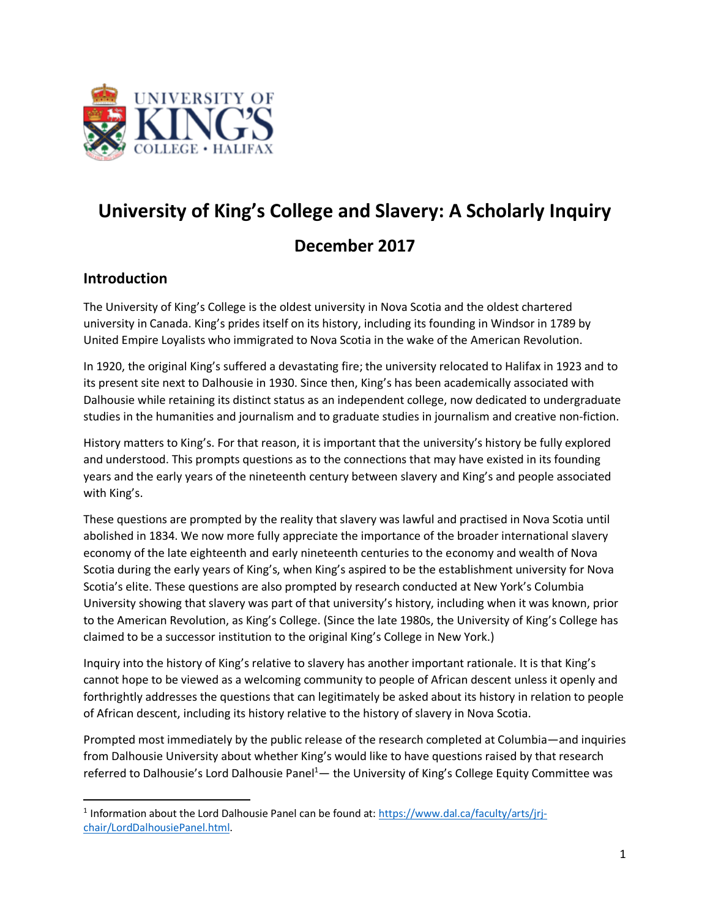# University of King's College and Slavery: A Scholarly Inquiry

## December 2017

### Introduction

The University of King's College is the oldest university in Nova Scotia and the oldest chartered university in Canada. King's prides itself on its history, including its founding in Windsor in 1789 by United Empire Loyalists who immigrated to Nova Scotia in the wake of the American Revolution.

In 1920, the original King's suffered a devastating fire; the university relocated to Halifax in 1923 and to its present site next to Dalhousie in 1930. Since then, King's has been academically associated with Dalhousie while retaining its distinct status as an independent college, now dedicated to undergraduate studies in the humanities and journalism and to graduate studies in journalism and creative non-fiction.

History matters to King's. For that reason, it is important that the university's history be fully explored and understood. This prompts questions as to the connections that may have existed in its founding years and the early years of the nineteenth century between slavery and King's and people associated with King's.

These questions are prompted by the reality that slavery was lawful and practised in Nova Scotia until abolished in 1834. We now more fully appreciate the importance of the broader international slavery economy of the late eighteenth and early nineteenth centuries to the economy and wealth of Nova Scotia during the early years of King's, when King's aspired to be the establishment university for Nova Scotia's elite. These questions are also prompted by research conducted at New York's Columbia University showing that slavery was part of that university's history, including when it was known, prior to the American Revolution, as King's College. (Since the late 1980s, the University of King's College has claimed to be a successor institution to the original King's College in New York.)

Inquiry into the history of King's relative to slavery has another important rationale. It is that King's cannot hope to be viewed as a welcoming community to people of African descent unless it openly and forthrightly addresses the questions that can legitimately be asked about its history in relation to people of African descent, including its history relative to the history of slavery in Nova Scotia.

Prompted most immediately by the public release of the research completed at Columbia—and inquiries from Dalhousie University about whether King's would like to have questions raised by that research referred to Dalhousie's Lord Dalhousie Panel[1]— the University of King's College Equity Committee was

[1] Information about the Lord Dalhousie Panel can be found at: https://www.dal.ca/faculty/arts/jrj-chair/LordDalhousiePanel.html.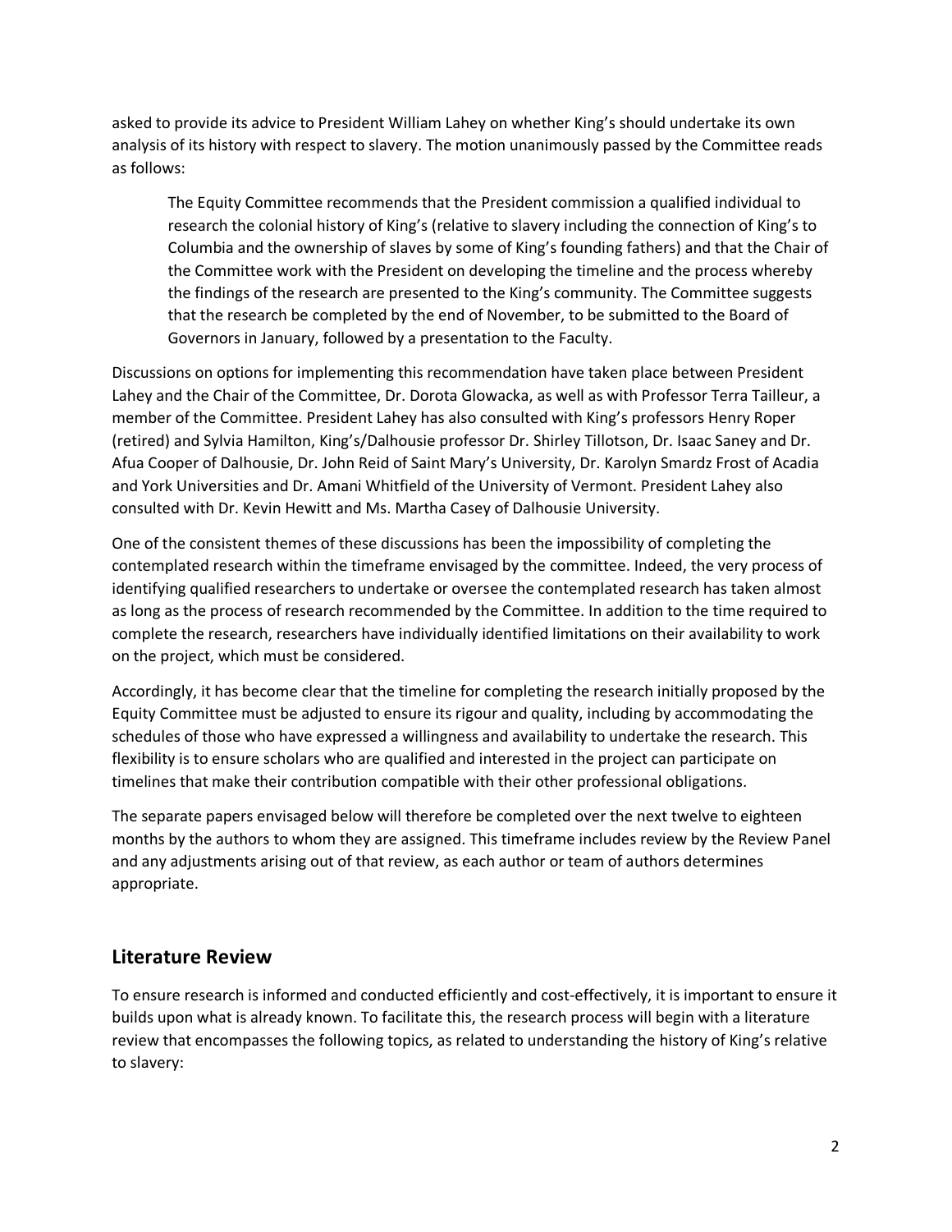asked to provide its advice to President William Lahey on whether King's should undertake its own analysis of its history with respect to slavery. The motion unanimously passed by the Committee reads as follows:

> The Equity Committee recommends that the President commission a qualified individual to research the colonial history of King's (relative to slavery including the connection of King's to Columbia and the ownership of slaves by some of King's founding fathers) and that the Chair of the Committee work with the President on developing the timeline and the process whereby the findings of the research are presented to the King's community. The Committee suggests that the research be completed by the end of November, to be submitted to the Board of Governors in January, followed by a presentation to the Faculty.

Discussions on options for implementing this recommendation have taken place between President Lahey and the Chair of the Committee, Dr. Dorota Glowacka, as well as with Professor Terra Tailleur, a member of the Committee. President Lahey has also consulted with King's professors Henry Roper (retired) and Sylvia Hamilton, King's/Dalhousie professor Dr. Shirley Tillotson, Dr. Isaac Saney and Dr. Afua Cooper of Dalhousie, Dr. John Reid of Saint Mary's University, Dr. Karolyn Smardz Frost of Acadia and York Universities and Dr. Amani Whitfield of the University of Vermont. President Lahey also consulted with Dr. Kevin Hewitt and Ms. Martha Casey of Dalhousie University.

One of the consistent themes of these discussions has been the impossibility of completing the contemplated research within the timeframe envisaged by the committee. Indeed, the very process of identifying qualified researchers to undertake or oversee the contemplated research has taken almost as long as the process of research recommended by the Committee. In addition to the time required to complete the research, researchers have individually identified limitations on their availability to work on the project, which must be considered.

Accordingly, it has become clear that the timeline for completing the research initially proposed by the Equity Committee must be adjusted to ensure its rigour and quality, including by accommodating the schedules of those who have expressed a willingness and availability to undertake the research. This flexibility is to ensure scholars who are qualified and interested in the project can participate on timelines that make their contribution compatible with their other professional obligations.

The separate papers envisaged below will therefore be completed over the next twelve to eighteen months by the authors to whom they are assigned. This timeframe includes review by the Review Panel and any adjustments arising out of that review, as each author or team of authors determines appropriate.

## Literature Review

To ensure research is informed and conducted efficiently and cost-effectively, it is important to ensure it builds upon what is already known. To facilitate this, the research process will begin with a literature review that encompasses the following topics, as related to understanding the history of King's relative to slavery: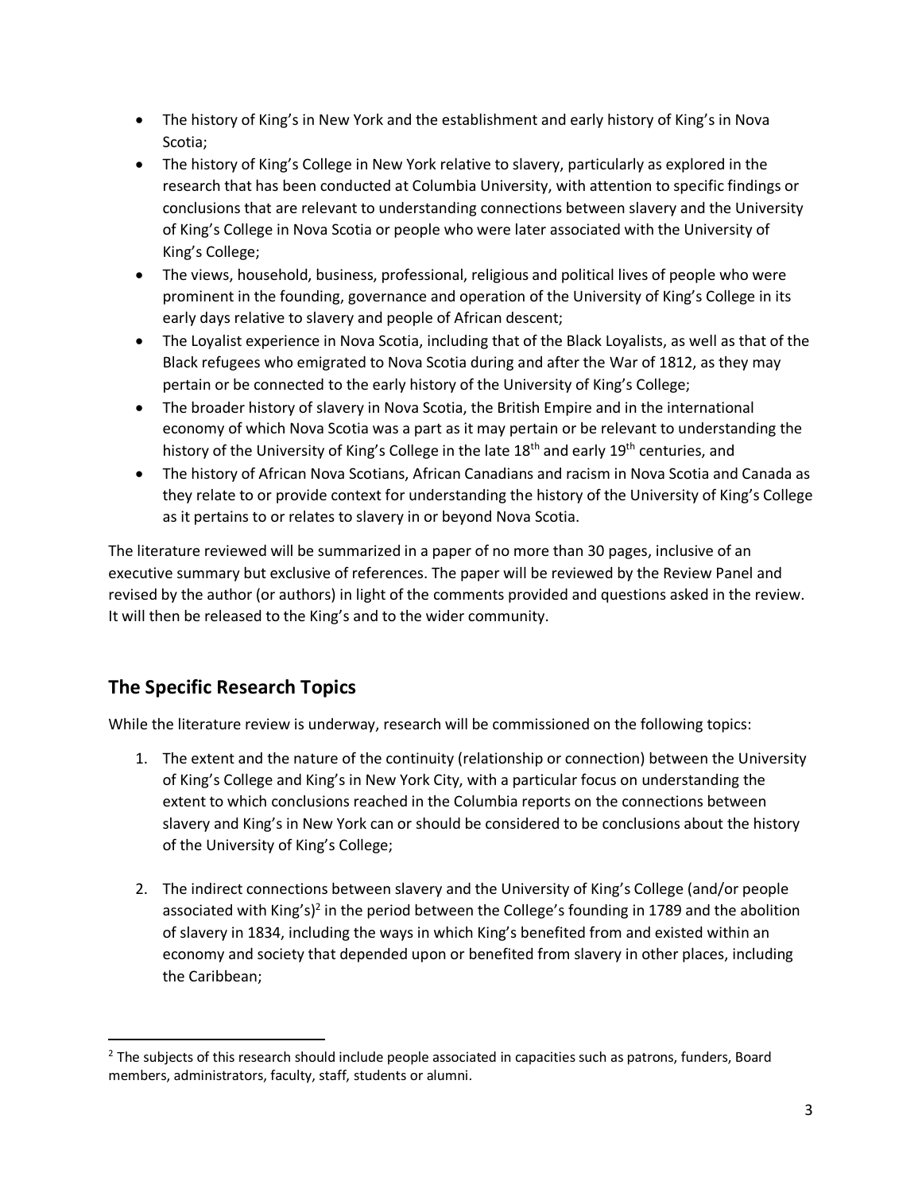- The history of King's in New York and the establishment and early history of King's in Nova Scotia;
- The history of King's College in New York relative to slavery, particularly as explored in the research that has been conducted at Columbia University, with attention to specific findings or conclusions that are relevant to understanding connections between slavery and the University of King's College in Nova Scotia or people who were later associated with the University of King's College;
- The views, household, business, professional, religious and political lives of people who were prominent in the founding, governance and operation of the University of King's College in its early days relative to slavery and people of African descent;
- The Loyalist experience in Nova Scotia, including that of the Black Loyalists, as well as that of the Black refugees who emigrated to Nova Scotia during and after the War of 1812, as they may pertain or be connected to the early history of the University of King's College;
- The broader history of slavery in Nova Scotia, the British Empire and in the international economy of which Nova Scotia was a part as it may pertain or be relevant to understanding the history of the University of King's College in the late 18th and early 19th centuries, and
- The history of African Nova Scotians, African Canadians and racism in Nova Scotia and Canada as they relate to or provide context for understanding the history of the University of King's College as it pertains to or relates to slavery in or beyond Nova Scotia.

The literature reviewed will be summarized in a paper of no more than 30 pages, inclusive of an executive summary but exclusive of references. The paper will be reviewed by the Review Panel and revised by the author (or authors) in light of the comments provided and questions asked in the review. It will then be released to the King's and to the wider community.

## The Specific Research Topics

While the literature review is underway, research will be commissioned on the following topics:

1. The extent and the nature of the continuity (relationship or connection) between the University of King's College and King's in New York City, with a particular focus on understanding the extent to which conclusions reached in the Columbia reports on the connections between slavery and King's in New York can or should be considered to be conclusions about the history of the University of King's College;

2. The indirect connections between slavery and the University of King's College (and/or people associated with King's)[2] in the period between the College's founding in 1789 and the abolition of slavery in 1834, including the ways in which King's benefited from and existed within an economy and society that depended upon or benefited from slavery in other places, including the Caribbean;

[2] The subjects of this research should include people associated in capacities such as patrons, funders, Board members, administrators, faculty, staff, students or alumni.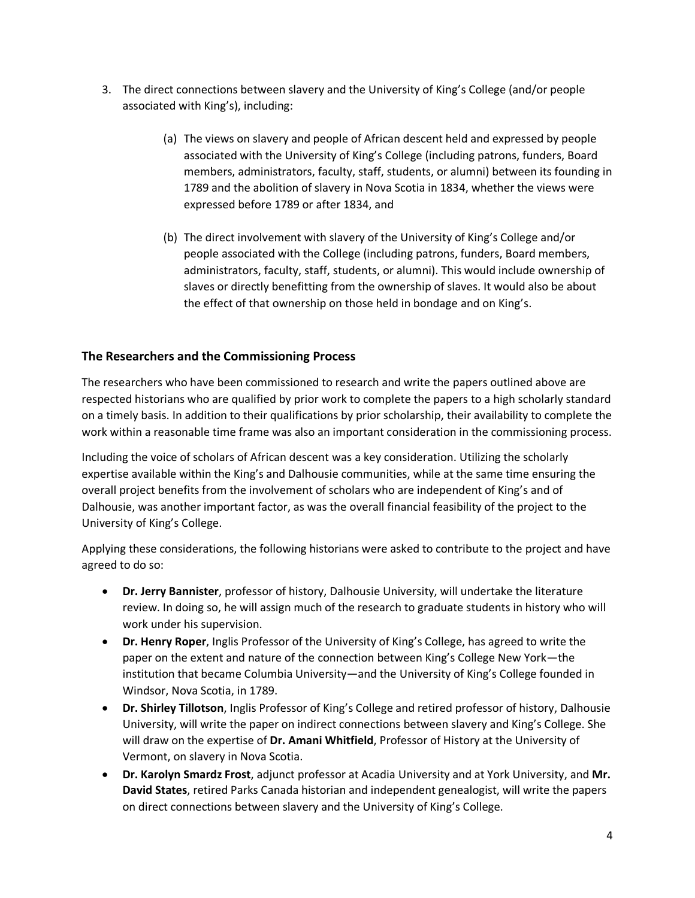3. The direct connections between slavery and the University of King's College (and/or people associated with King's), including:

    (a) The views on slavery and people of African descent held and expressed by people associated with the University of King's College (including patrons, funders, Board members, administrators, faculty, staff, students, or alumni) between its founding in 1789 and the abolition of slavery in Nova Scotia in 1834, whether the views were expressed before 1789 or after 1834, and

    (b) The direct involvement with slavery of the University of King's College and/or people associated with the College (including patrons, funders, Board members, administrators, faculty, staff, students, or alumni). This would include ownership of slaves or directly benefitting from the ownership of slaves. It would also be about the effect of that ownership on those held in bondage and on King's.

### The Researchers and the Commissioning Process

The researchers who have been commissioned to research and write the papers outlined above are respected historians who are qualified by prior work to complete the papers to a high scholarly standard on a timely basis. In addition to their qualifications by prior scholarship, their availability to complete the work within a reasonable time frame was also an important consideration in the commissioning process.

Including the voice of scholars of African descent was a key consideration. Utilizing the scholarly expertise available within the King's and Dalhousie communities, while at the same time ensuring the overall project benefits from the involvement of scholars who are independent of King's and of Dalhousie, was another important factor, as was the overall financial feasibility of the project to the University of King's College.

Applying these considerations, the following historians were asked to contribute to the project and have agreed to do so:

- **Dr. Jerry Bannister**, professor of history, Dalhousie University, will undertake the literature review. In doing so, he will assign much of the research to graduate students in history who will work under his supervision.
- **Dr. Henry Roper**, Inglis Professor of the University of King's College, has agreed to write the paper on the extent and nature of the connection between King's College New York—the institution that became Columbia University—and the University of King's College founded in Windsor, Nova Scotia, in 1789.
- **Dr. Shirley Tillotson**, Inglis Professor of King's College and retired professor of history, Dalhousie University, will write the paper on indirect connections between slavery and King's College. She will draw on the expertise of **Dr. Amani Whitfield**, Professor of History at the University of Vermont, on slavery in Nova Scotia.
- **Dr. Karolyn Smardz Frost**, adjunct professor at Acadia University and at York University, and **Mr. David States**, retired Parks Canada historian and independent genealogist, will write the papers on direct connections between slavery and the University of King's College.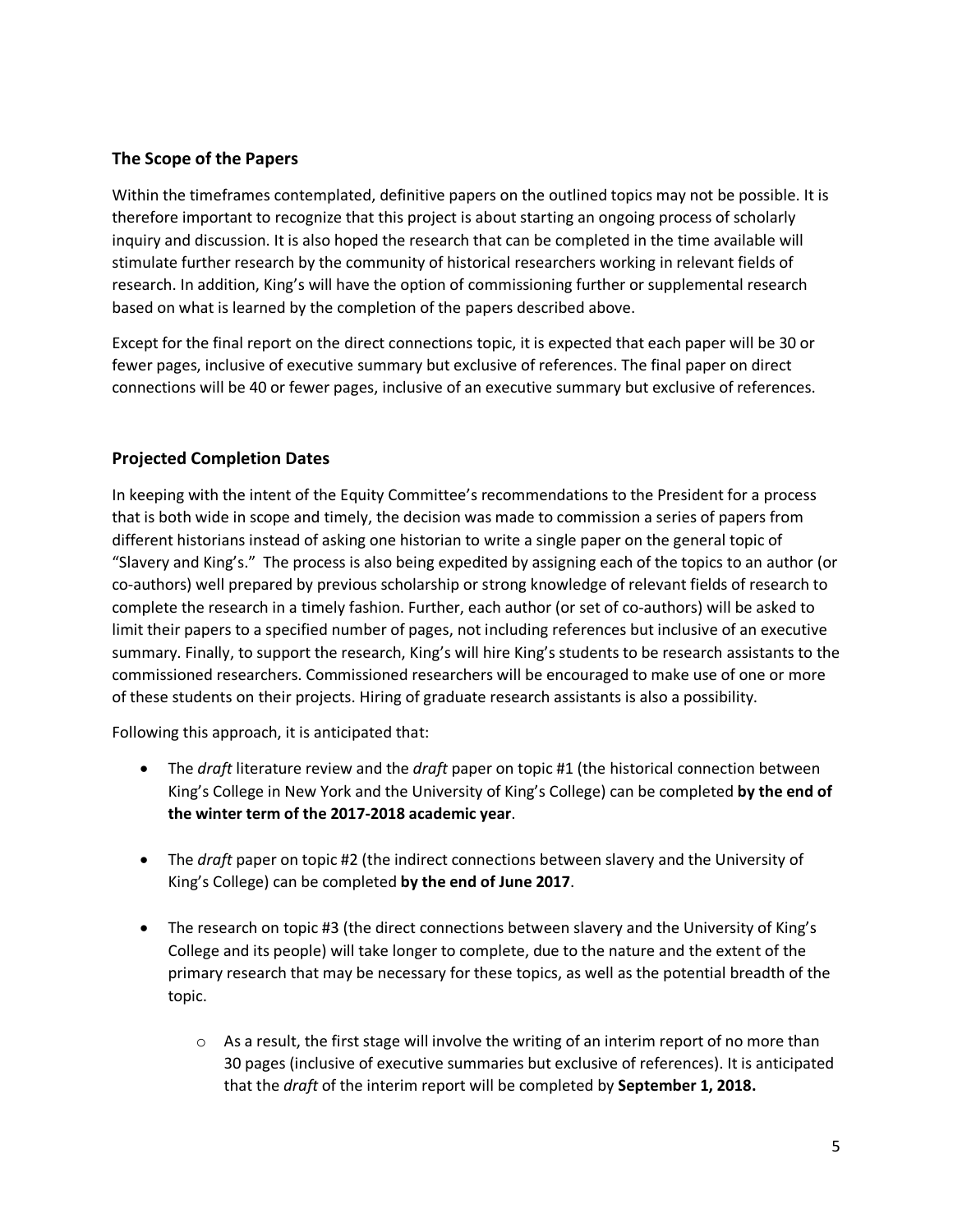## The Scope of the Papers

Within the timeframes contemplated, definitive papers on the outlined topics may not be possible. It is therefore important to recognize that this project is about starting an ongoing process of scholarly inquiry and discussion. It is also hoped the research that can be completed in the time available will stimulate further research by the community of historical researchers working in relevant fields of research. In addition, King's will have the option of commissioning further or supplemental research based on what is learned by the completion of the papers described above.

Except for the final report on the direct connections topic, it is expected that each paper will be 30 or fewer pages, inclusive of executive summary but exclusive of references. The final paper on direct connections will be 40 or fewer pages, inclusive of an executive summary but exclusive of references.

## Projected Completion Dates

In keeping with the intent of the Equity Committee's recommendations to the President for a process that is both wide in scope and timely, the decision was made to commission a series of papers from different historians instead of asking one historian to write a single paper on the general topic of "Slavery and King's." The process is also being expedited by assigning each of the topics to an author (or co-authors) well prepared by previous scholarship or strong knowledge of relevant fields of research to complete the research in a timely fashion. Further, each author (or set of co-authors) will be asked to limit their papers to a specified number of pages, not including references but inclusive of an executive summary. Finally, to support the research, King's will hire King's students to be research assistants to the commissioned researchers. Commissioned researchers will be encouraged to make use of one or more of these students on their projects. Hiring of graduate research assistants is also a possibility.

Following this approach, it is anticipated that:

- The *draft* literature review and the *draft* paper on topic #1 (the historical connection between King's College in New York and the University of King's College) can be completed **by the end of the winter term of the 2017-2018 academic year**.

- The *draft* paper on topic #2 (the indirect connections between slavery and the University of King's College) can be completed **by the end of June 2017**.

- The research on topic #3 (the direct connections between slavery and the University of King's College and its people) will take longer to complete, due to the nature and the extent of the primary research that may be necessary for these topics, as well as the potential breadth of the topic.

  - As a result, the first stage will involve the writing of an interim report of no more than 30 pages (inclusive of executive summaries but exclusive of references). It is anticipated that the *draft* of the interim report will be completed by **September 1, 2018.**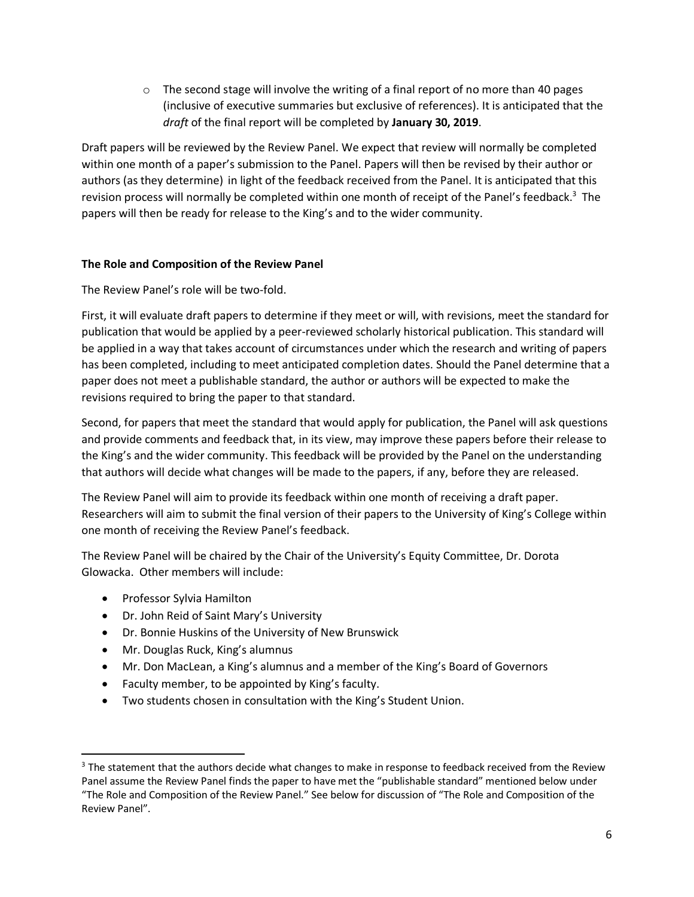- The second stage will involve the writing of a final report of no more than 40 pages (inclusive of executive summaries but exclusive of references). It is anticipated that the *draft* of the final report will be completed by **January 30, 2019**.

Draft papers will be reviewed by the Review Panel. We expect that review will normally be completed within one month of a paper's submission to the Panel. Papers will then be revised by their author or authors (as they determine) in light of the feedback received from the Panel. It is anticipated that this revision process will normally be completed within one month of receipt of the Panel's feedback.[3] The papers will then be ready for release to the King's and to the wider community.

**The Role and Composition of the Review Panel**

The Review Panel's role will be two-fold.

First, it will evaluate draft papers to determine if they meet or will, with revisions, meet the standard for publication that would be applied by a peer-reviewed scholarly historical publication. This standard will be applied in a way that takes account of circumstances under which the research and writing of papers has been completed, including to meet anticipated completion dates. Should the Panel determine that a paper does not meet a publishable standard, the author or authors will be expected to make the revisions required to bring the paper to that standard.

Second, for papers that meet the standard that would apply for publication, the Panel will ask questions and provide comments and feedback that, in its view, may improve these papers before their release to the King's and the wider community. This feedback will be provided by the Panel on the understanding that authors will decide what changes will be made to the papers, if any, before they are released.

The Review Panel will aim to provide its feedback within one month of receiving a draft paper. Researchers will aim to submit the final version of their papers to the University of King's College within one month of receiving the Review Panel's feedback.

The Review Panel will be chaired by the Chair of the University's Equity Committee, Dr. Dorota Glowacka. Other members will include:

- Professor Sylvia Hamilton
- Dr. John Reid of Saint Mary's University
- Dr. Bonnie Huskins of the University of New Brunswick
- Mr. Douglas Ruck, King's alumnus
- Mr. Don MacLean, a King's alumnus and a member of the King's Board of Governors
- Faculty member, to be appointed by King's faculty.
- Two students chosen in consultation with the King's Student Union.

[3] The statement that the authors decide what changes to make in response to feedback received from the Review Panel assume the Review Panel finds the paper to have met the "publishable standard" mentioned below under "The Role and Composition of the Review Panel." See below for discussion of "The Role and Composition of the Review Panel".